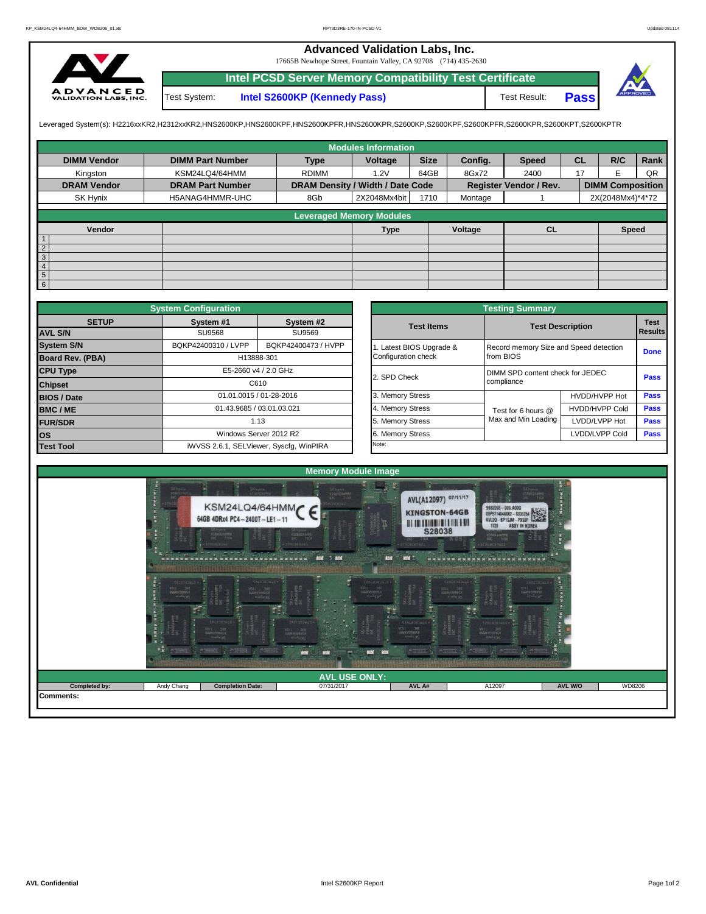# Advanced Validation Labs, Inc.

17665B Newhope Street, Fountain Valley, CA 92708 (714) 435-2630

## Intel PCSD Server Memory Compatibility Test Certificate

| Test System: | Intel S2600KP (Kennedy Pass) | Test Result: | Pass |
|---|---|---|---|

Leveraged System(s): H2216xxKR2,H2312xxKR2,HNS2600KP,HNS2600KPF,HNS2600KPFR,HNS2600KPR,S2600KP,S2600KPF,S2600KPFR,S2600KPR,S2600KPT,S2600KPTR

## Modules Information

| DIMM Vendor | DIMM Part Number | Type | Voltage | Size | Config. | Speed | CL | R/C | Rank |
|---|---|---|---|---|---|---|---|---|---|
| Kingston | KSM24LQ4/64HMM | RDIMM | 1.2V | 64GB | 8Gx72 | 2400 | 17 | E | QR |
| **DRAM Vendor** | **DRAM Part Number** | **DRAM Density / Width / Date Code** | | | **Register Vendor / Rev.** | | **DIMM Composition** | | |
| SK Hynix | H5ANAG4HMMR-UHC | 8Gb | 2X2048Mx4bit | 1710 | Montage | 1 | 2X(2048Mx4)*4*72 | | |

## Leveraged Memory Modules

| | Vendor | | Type | Voltage | CL | Speed |
|---|---|---|---|---|---|---|
| 1 | | | | | | |
| 2 | | | | | | |
| 3 | | | | | | |
| 4 | | | | | | |
| 5 | | | | | | |
| 6 | | | | | | |

## System Configuration

| SETUP | System #1 | System #2 |
|---|---|---|
| AVL S/N | SU9568 | SU9569 |
| System S/N | BQKP42400310 / LVPP | BQKP42400473 / HVPP |
| Board Rev. (PBA) | H13888-301 | |
| CPU Type | E5-2660 v4 / 2.0 GHz | |
| Chipset | C610 | |
| BIOS / Date | 01.01.0015 / 01-28-2016 | |
| BMC / ME | 01.43.9685 / 03.01.03.021 | |
| FUR/SDR | 1.13 | |
| OS | Windows Server 2012 R2 | |
| Test Tool | iWVSS 2.6.1, SELViewer, Syscfg, WinPIRA | |

## Testing Summary

| Test Items | Test Description | | Test Results |
|---|---|---|---|
| 1. Latest BIOS Upgrade & Configuration check | Record memory Size and Speed detection from BIOS | | Done |
| 2. SPD Check | DIMM SPD content check for JEDEC compliance | | Pass |
| 3. Memory Stress | Test for 6 hours @ Max and Min Loading | HVDD/HVPP Hot | Pass |
| 4. Memory Stress | | HVDD/HVPP Cold | Pass |
| 5. Memory Stress | | LVDD/LVPP Hot | Pass |
| 6. Memory Stress | | LVDD/LVPP Cold | Pass |
| Note: | | | |

## Memory Module Image

## AVL USE ONLY:

| Completed by: | Andy Chang | Completion Date: | 07/31/2017 | AVL A# | A12097 | AVL W/O | WD8206 |
|---|---|---|---|---|---|---|---|

Comments: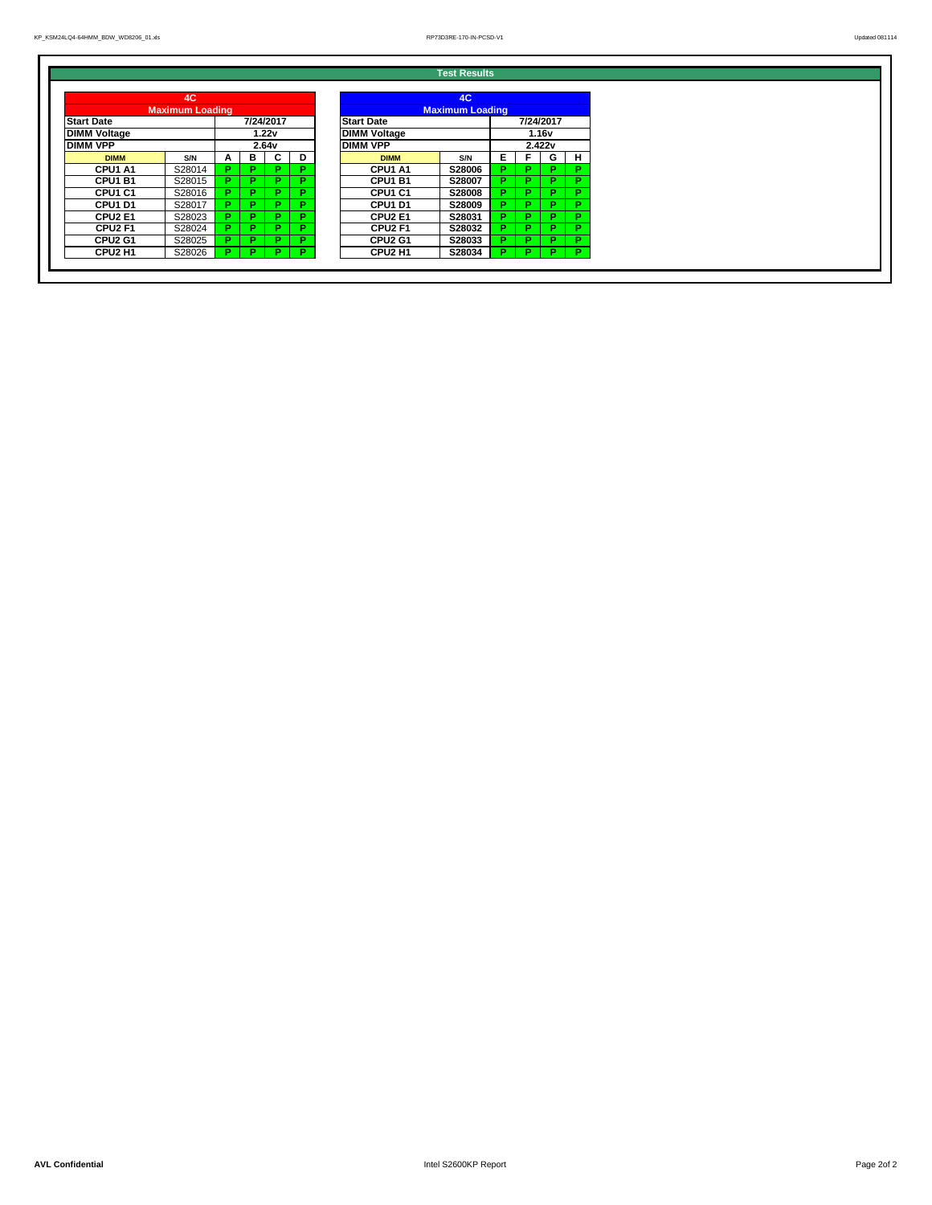## Test Results

| 4C Maximum Loading | | | | | |
|---|---|---|---|---|---|
| **Start Date** | | 7/24/2017 | | | |
| **DIMM Voltage** | | 1.22v | | | |
| **DIMM VPP** | | 2.64v | | | |
| **DIMM** | **S/N** | **A** | **B** | **C** | **D** |
| **CPU1 A1** | S28014 | P | P | P | P |
| **CPU1 B1** | S28015 | P | P | P | P |
| **CPU1 C1** | S28016 | P | P | P | P |
| **CPU1 D1** | S28017 | P | P | P | P |
| **CPU2 E1** | S28023 | P | P | P | P |
| **CPU2 F1** | S28024 | P | P | P | P |
| **CPU2 G1** | S28025 | P | P | P | P |
| **CPU2 H1** | S28026 | P | P | P | P |

| 4C Maximum Loading | | | | | |
|---|---|---|---|---|---|
| **Start Date** | | 7/24/2017 | | | |
| **DIMM Voltage** | | 1.16v | | | |
| **DIMM VPP** | | 2.422v | | | |
| **DIMM** | **S/N** | **E** | **F** | **G** | **H** |
| **CPU1 A1** | **S28006** | P | P | P | P |
| **CPU1 B1** | **S28007** | P | P | P | P |
| **CPU1 C1** | **S28008** | P | P | P | P |
| **CPU1 D1** | **S28009** | P | P | P | P |
| **CPU2 E1** | **S28031** | P | P | P | P |
| **CPU2 F1** | **S28032** | P | P | P | P |
| **CPU2 G1** | **S28033** | P | P | P | P |
| **CPU2 H1** | **S28034** | P | P | P | P |